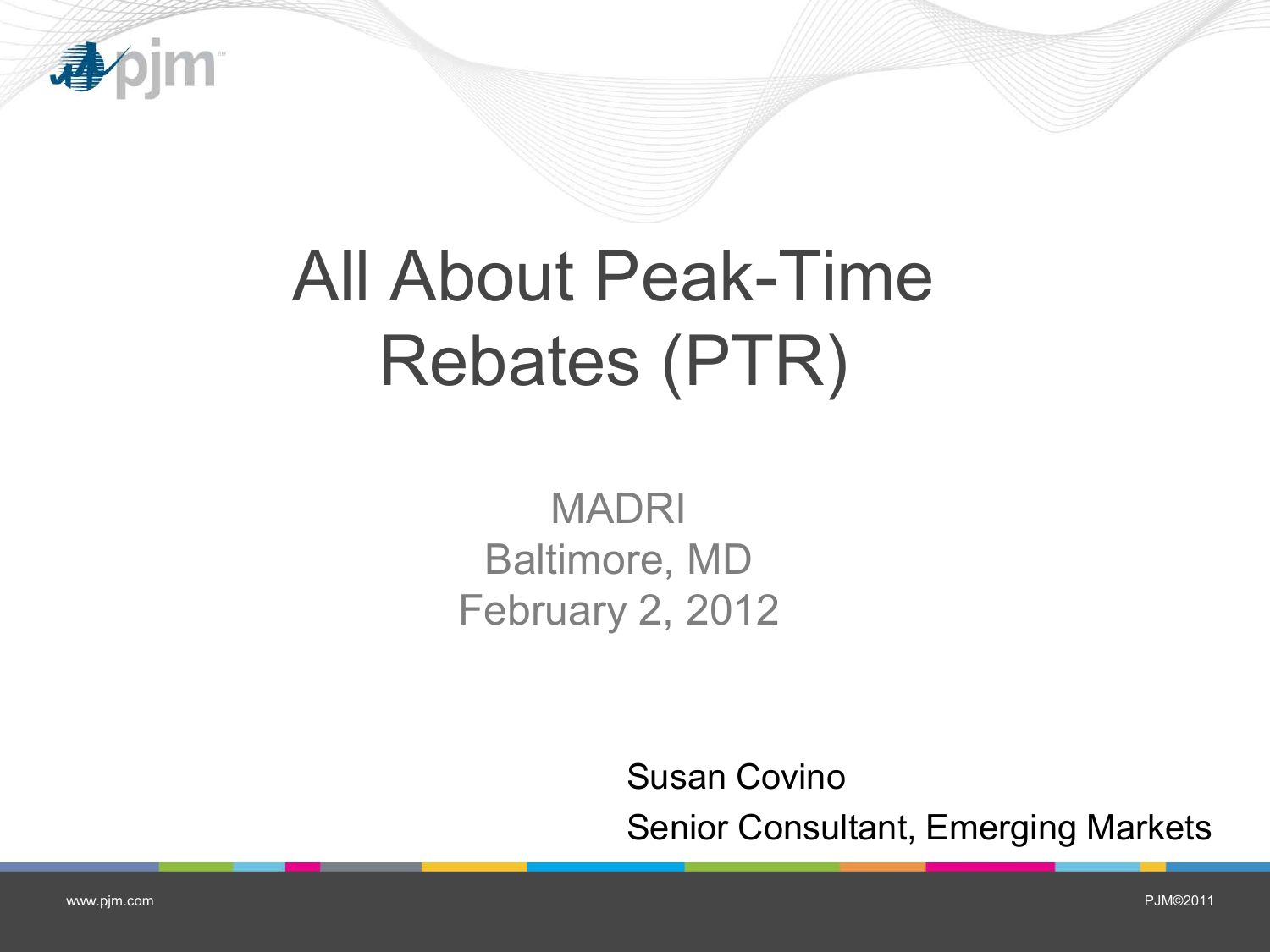# All About Peak-Time Rebates (PTR)

MADRI
Baltimore, MD
February 2, 2012

Susan Covino
Senior Consultant, Emerging Markets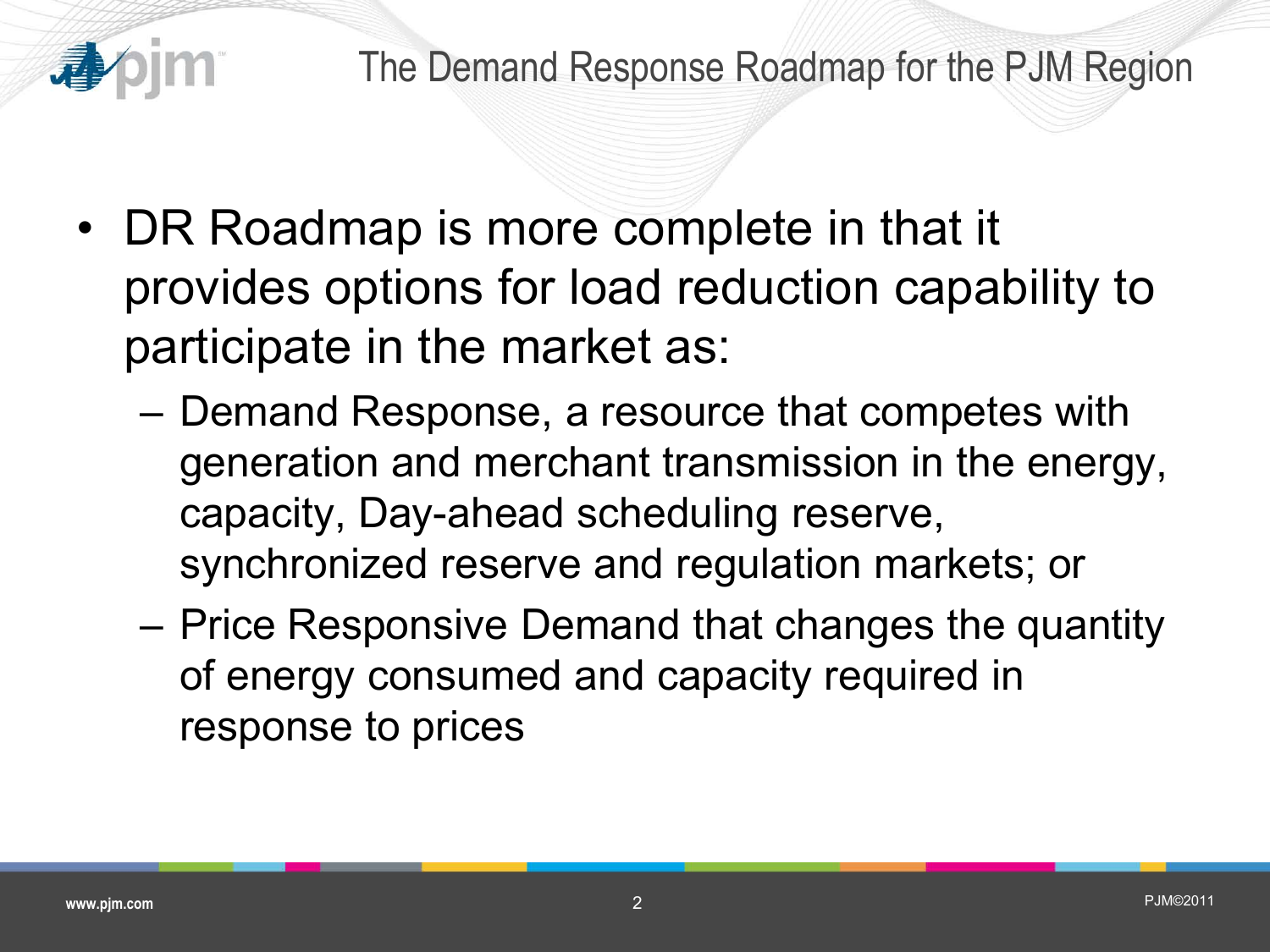## The Demand Response Roadmap for the PJM Region

- DR Roadmap is more complete in that it provides options for load reduction capability to participate in the market as:
  - Demand Response, a resource that competes with generation and merchant transmission in the energy, capacity, Day-ahead scheduling reserve, synchronized reserve and regulation markets; or
  - Price Responsive Demand that changes the quantity of energy consumed and capacity required in response to prices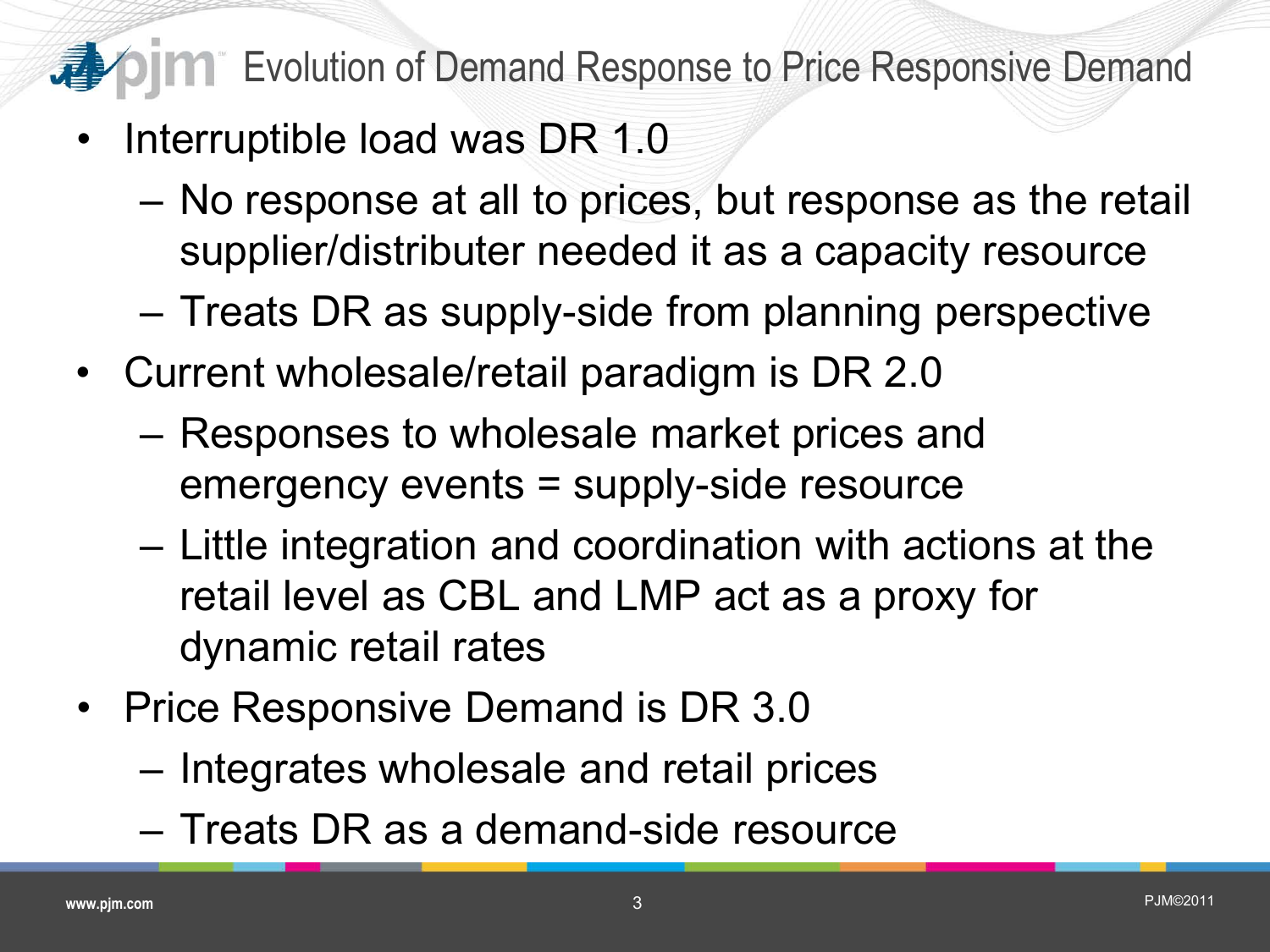# Evolution of Demand Response to Price Responsive Demand

- Interruptible load was DR 1.0
  - No response at all to prices, but response as the retail supplier/distributer needed it as a capacity resource
  - Treats DR as supply-side from planning perspective
- Current wholesale/retail paradigm is DR 2.0
  - Responses to wholesale market prices and emergency events = supply-side resource
  - Little integration and coordination with actions at the retail level as CBL and LMP act as a proxy for dynamic retail rates
- Price Responsive Demand is DR 3.0
  - Integrates wholesale and retail prices
  - Treats DR as a demand-side resource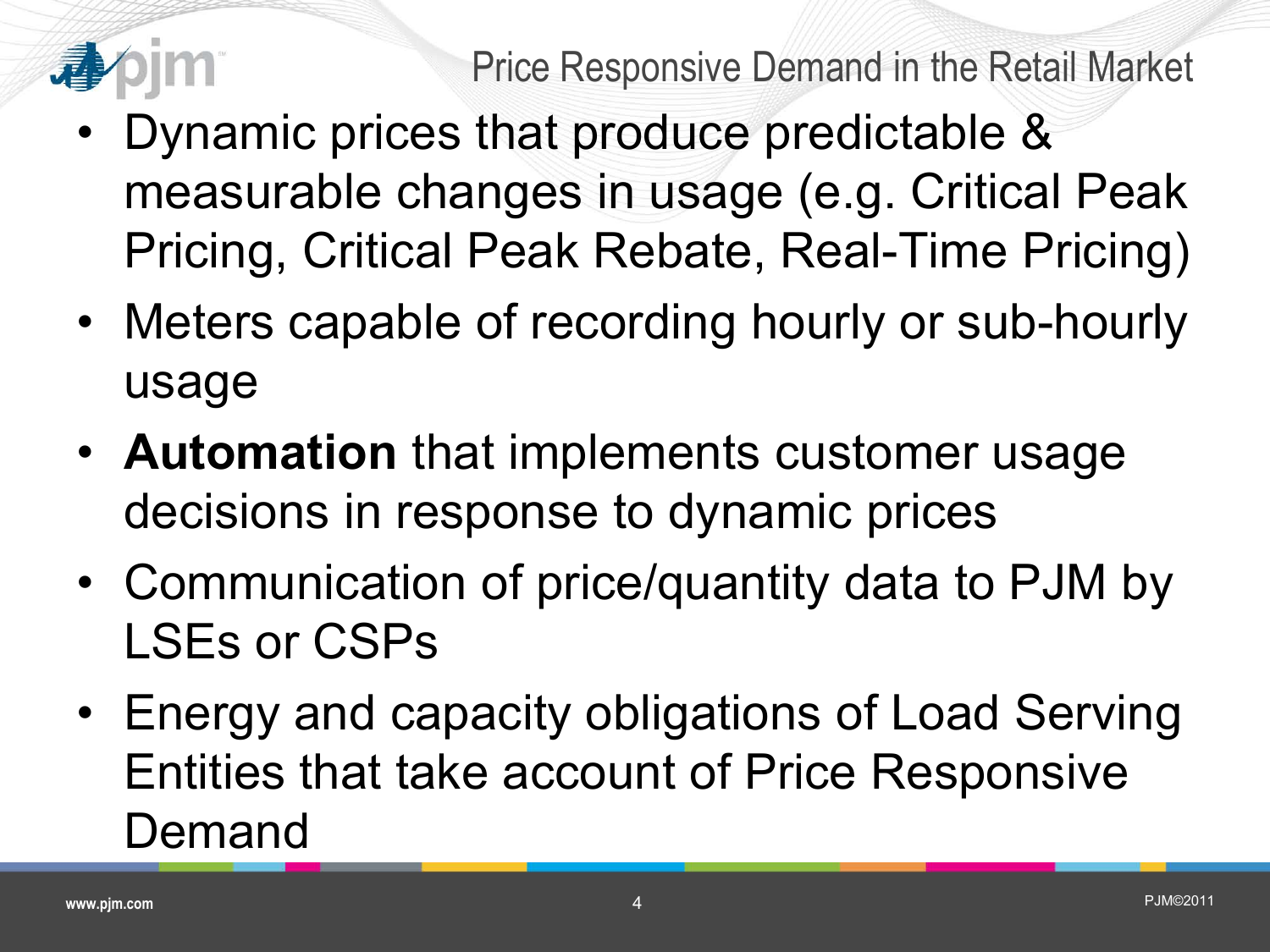## Price Responsive Demand in the Retail Market

- Dynamic prices that produce predictable & measurable changes in usage (e.g. Critical Peak Pricing, Critical Peak Rebate, Real-Time Pricing)
- Meters capable of recording hourly or sub-hourly usage
- **Automation** that implements customer usage decisions in response to dynamic prices
- Communication of price/quantity data to PJM by LSEs or CSPs
- Energy and capacity obligations of Load Serving Entities that take account of Price Responsive Demand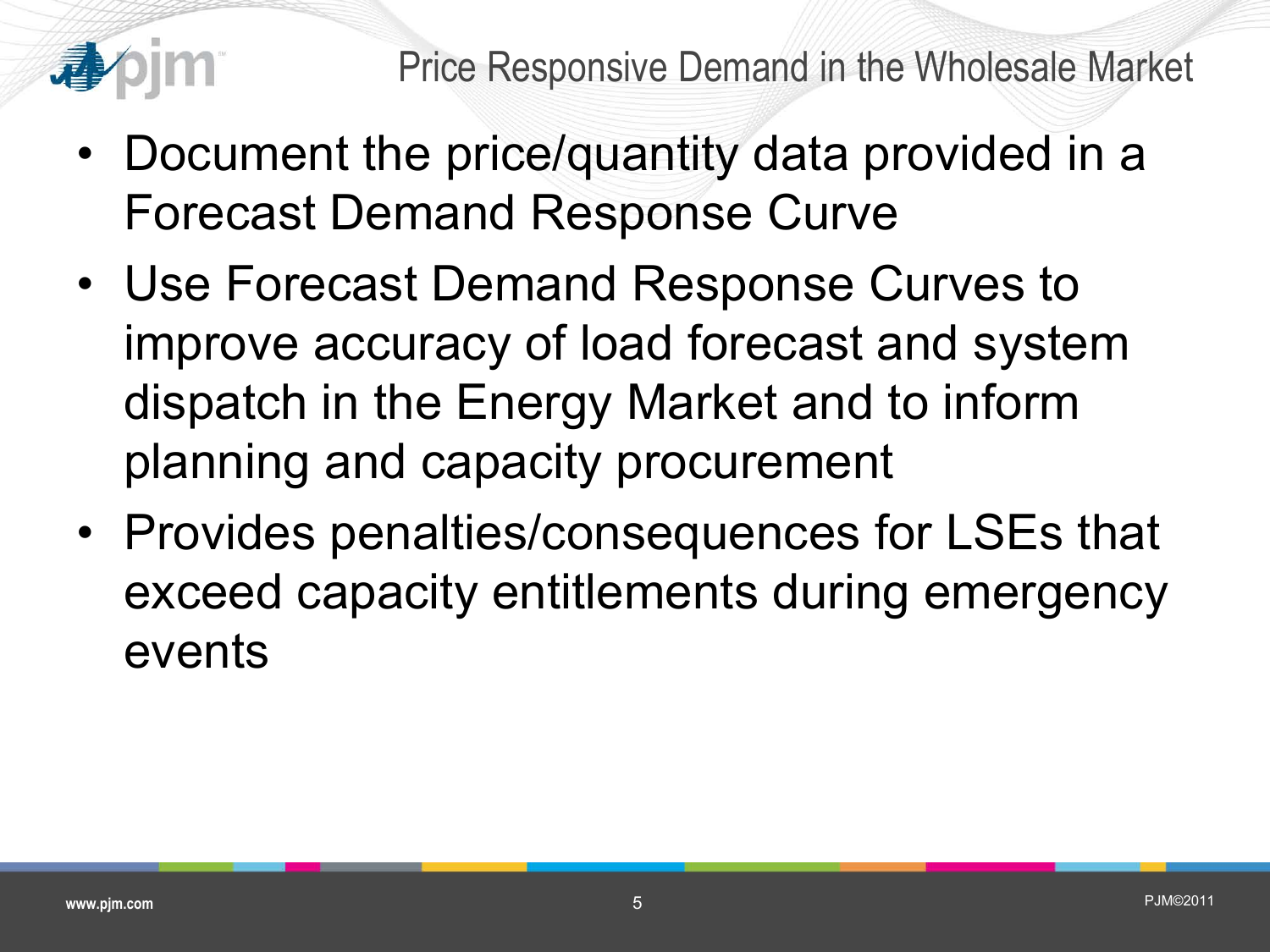## Price Responsive Demand in the Wholesale Market

- Document the price/quantity data provided in a Forecast Demand Response Curve
- Use Forecast Demand Response Curves to improve accuracy of load forecast and system dispatch in the Energy Market and to inform planning and capacity procurement
- Provides penalties/consequences for LSEs that exceed capacity entitlements during emergency events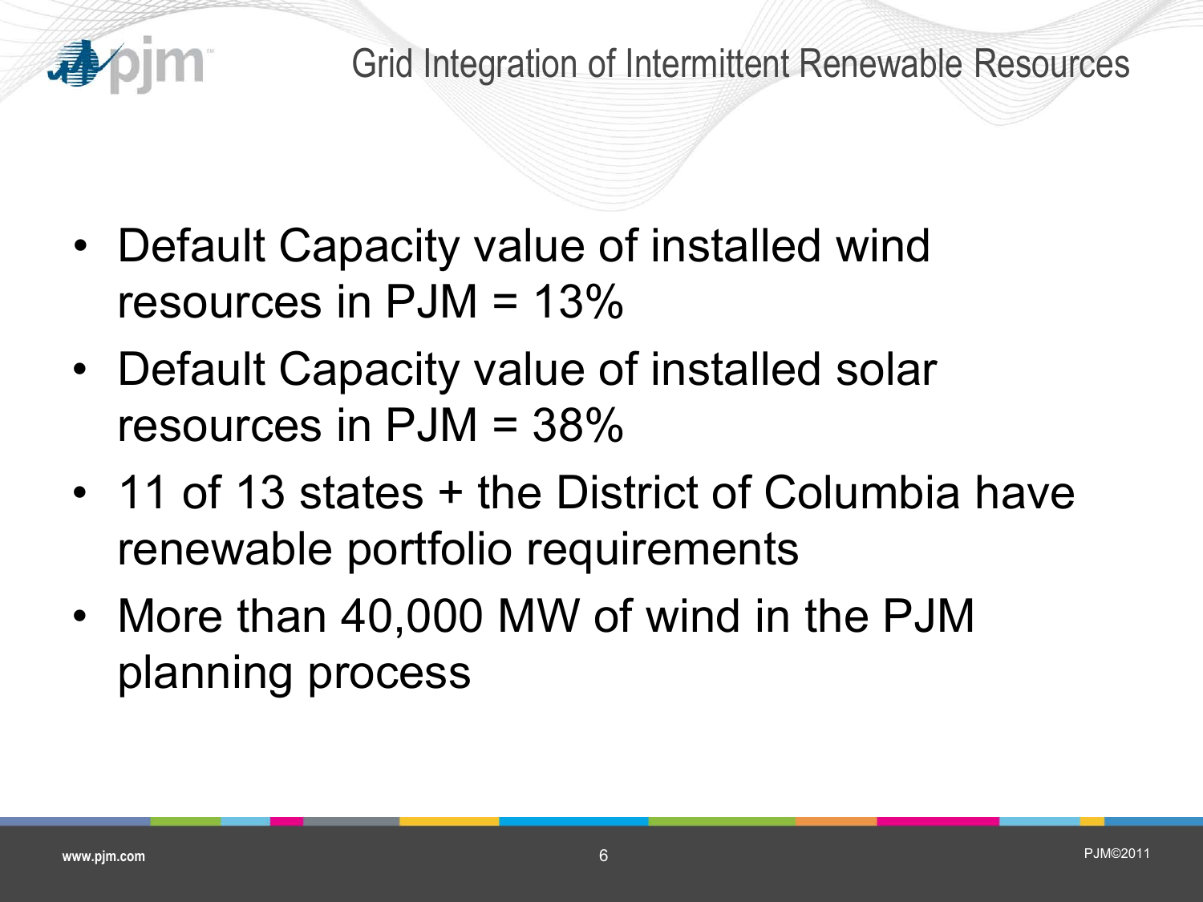# Grid Integration of Intermittent Renewable Resources

- Default Capacity value of installed wind resources in PJM = 13%
- Default Capacity value of installed solar resources in PJM = 38%
- 11 of 13 states + the District of Columbia have renewable portfolio requirements
- More than 40,000 MW of wind in the PJM planning process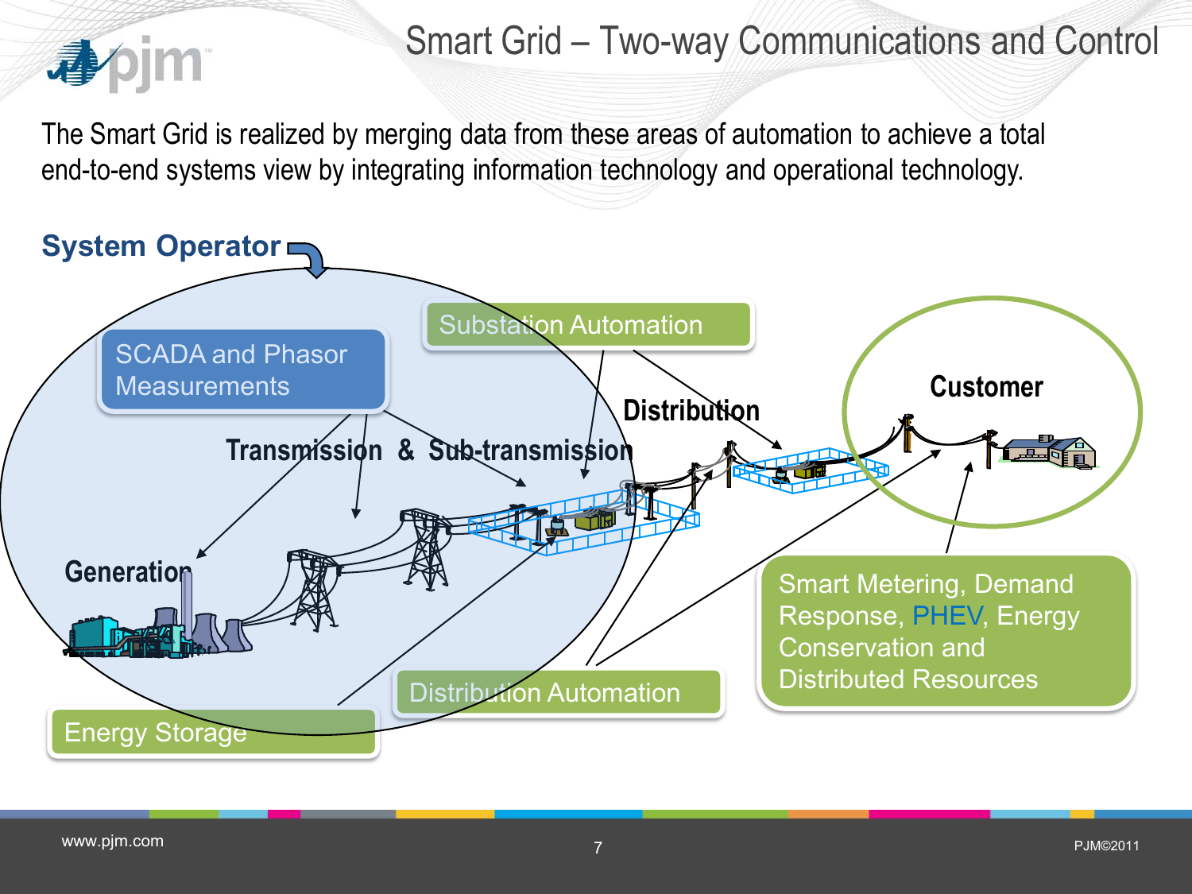# Smart Grid – Two-way Communications and Control

The Smart Grid is realized by merging data from these areas of automation to achieve a total end-to-end systems view by integrating information technology and operational technology.

**System Operator**

- SCADA and Phasor Measurements
- Substation Automation
- Distribution Automation
- Energy Storage
- Smart Metering, Demand Response, PHEV, Energy Conservation and Distributed Resources

**Generation** — **Transmission & Sub-transmission** — **Distribution** — **Customer**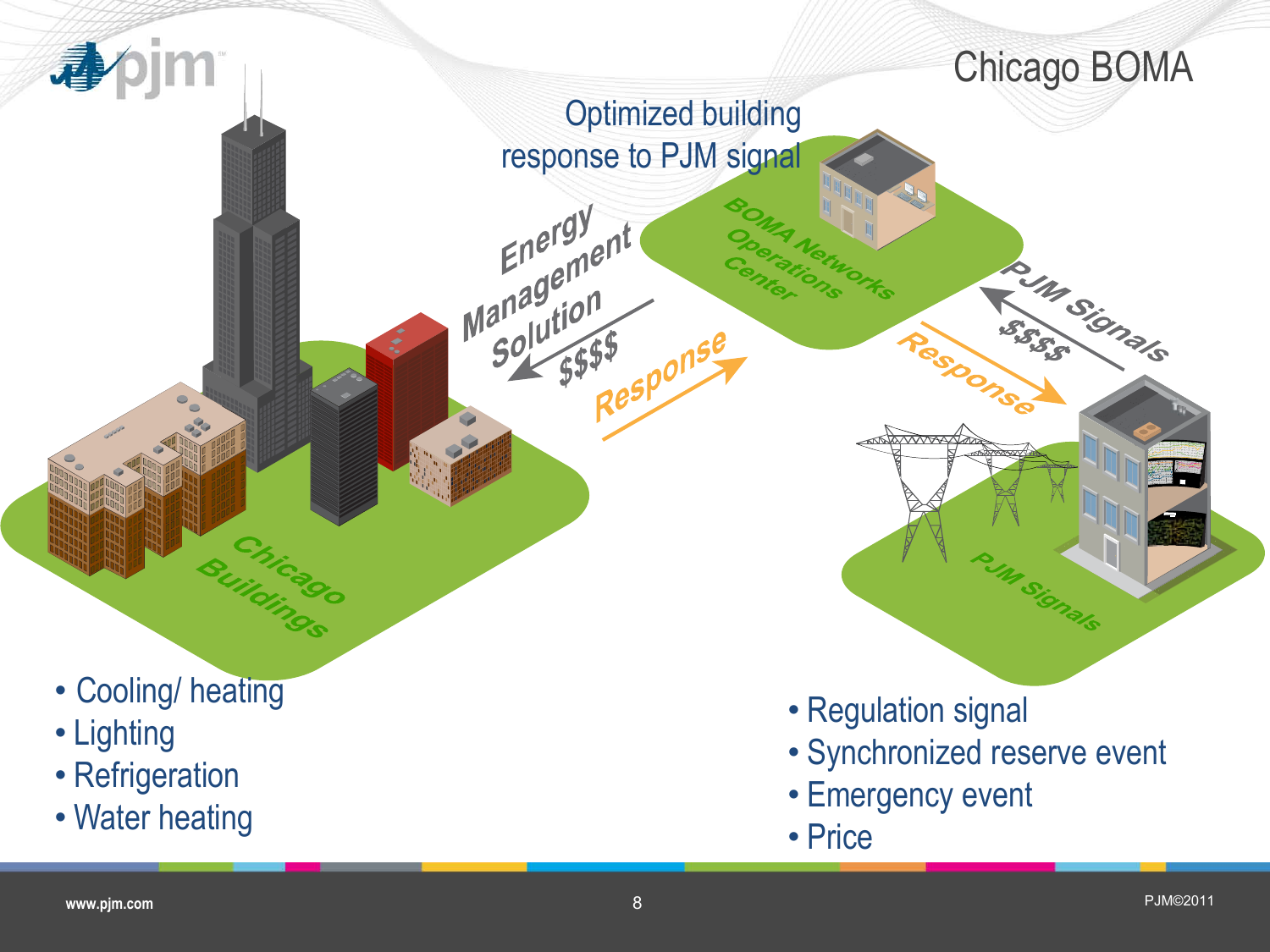# Chicago BOMA

Optimized building response to PJM signal

Energy Management Solution

$$$$

Response

BOMA Networks Operations Center

PJM Signals

$$$$

Response

Chicago Buildings

PJM Signals

- Cooling/ heating
- Lighting
- Refrigeration
- Water heating

- Regulation signal
- Synchronized reserve event
- Emergency event
- Price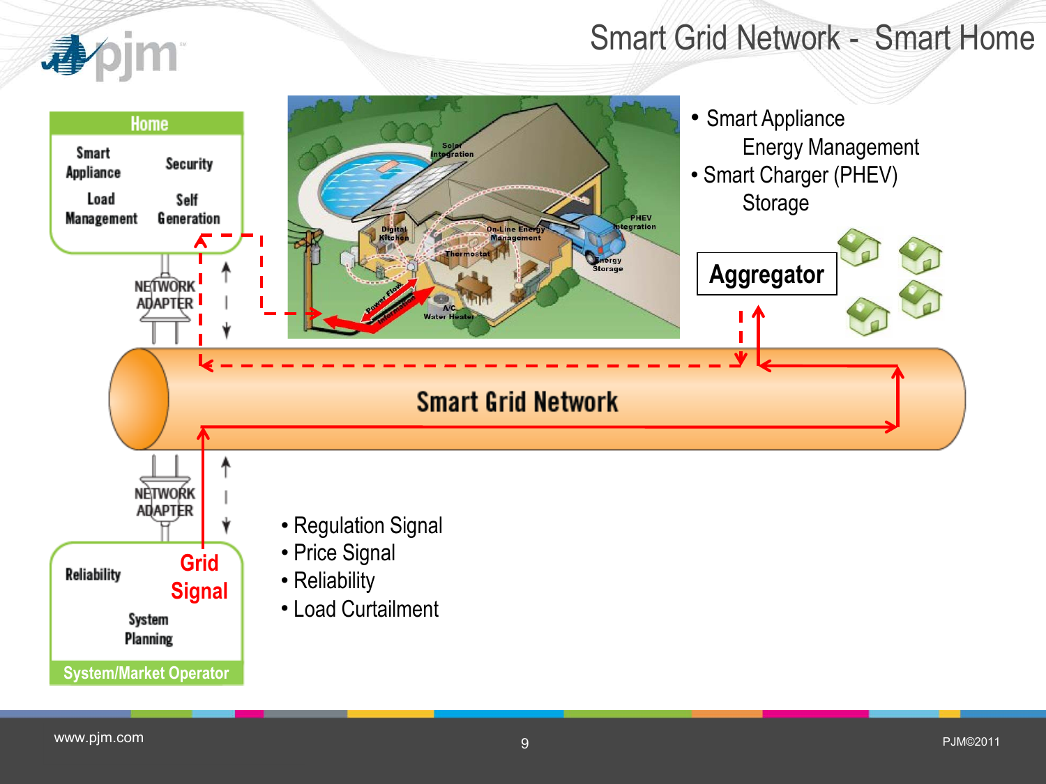# Smart Grid Network - Smart Home

**Home**

Smart Appliance

Security

Load Management

Self Generation

NETWORK ADAPTER

Solar Integration

Digital Kitchen

On-Line Energy Management

Thermostat

PHEV Integration

Energy Storage

Power Flow

Information

A/C Water Heater

- Smart Appliance Energy Management
- Smart Charger (PHEV) Storage

**Aggregator**

**Smart Grid Network**

NETWORK ADAPTER

Reliability

**Grid Signal**

System Planning

**System/Market Operator**

- Regulation Signal
- Price Signal
- Reliability
- Load Curtailment

www.pjm.com

PJM©2011